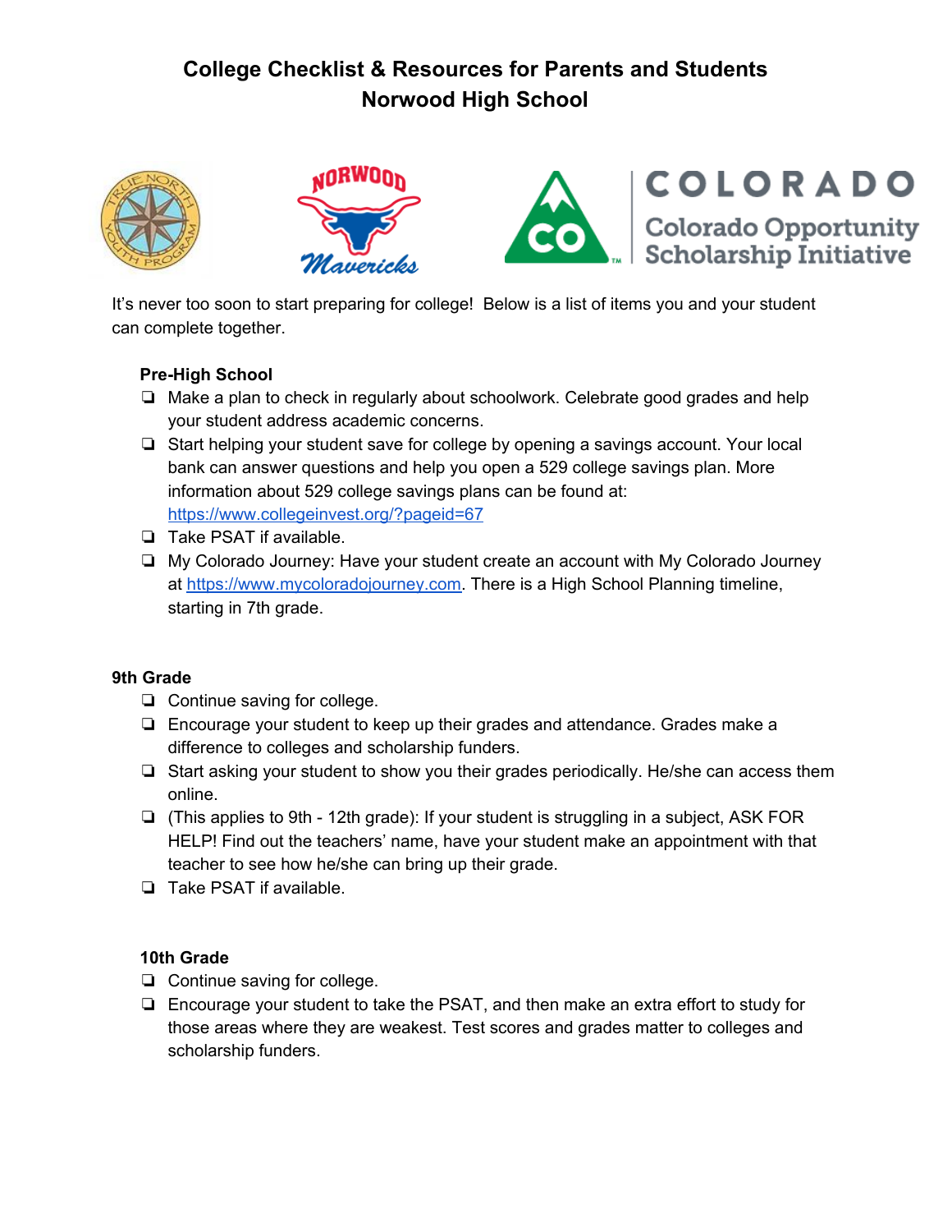# College Checklist & Resources for Parents and Students
# Norwood High School

It's never too soon to start preparing for college! Below is a list of items you and your student can complete together.

### Pre-High School

- ❏ Make a plan to check in regularly about schoolwork. Celebrate good grades and help your student address academic concerns.
- ❏ Start helping your student save for college by opening a savings account. Your local bank can answer questions and help you open a 529 college savings plan. More information about 529 college savings plans can be found at: [https://www.collegeinvest.org/?pageid=67](https://www.collegeinvest.org/?pageid=67)
- ❏ Take PSAT if available.
- ❏ My Colorado Journey: Have your student create an account with My Colorado Journey at [https://www.mycoloradojourney.com](https://www.mycoloradojourney.com). There is a High School Planning timeline, starting in 7th grade.

### 9th Grade

- ❏ Continue saving for college.
- ❏ Encourage your student to keep up their grades and attendance. Grades make a difference to colleges and scholarship funders.
- ❏ Start asking your student to show you their grades periodically. He/she can access them online.
- ❏ (This applies to 9th - 12th grade): If your student is struggling in a subject, ASK FOR HELP! Find out the teachers' name, have your student make an appointment with that teacher to see how he/she can bring up their grade.
- ❏ Take PSAT if available.

### 10th Grade

- ❏ Continue saving for college.
- ❏ Encourage your student to take the PSAT, and then make an extra effort to study for those areas where they are weakest. Test scores and grades matter to colleges and scholarship funders.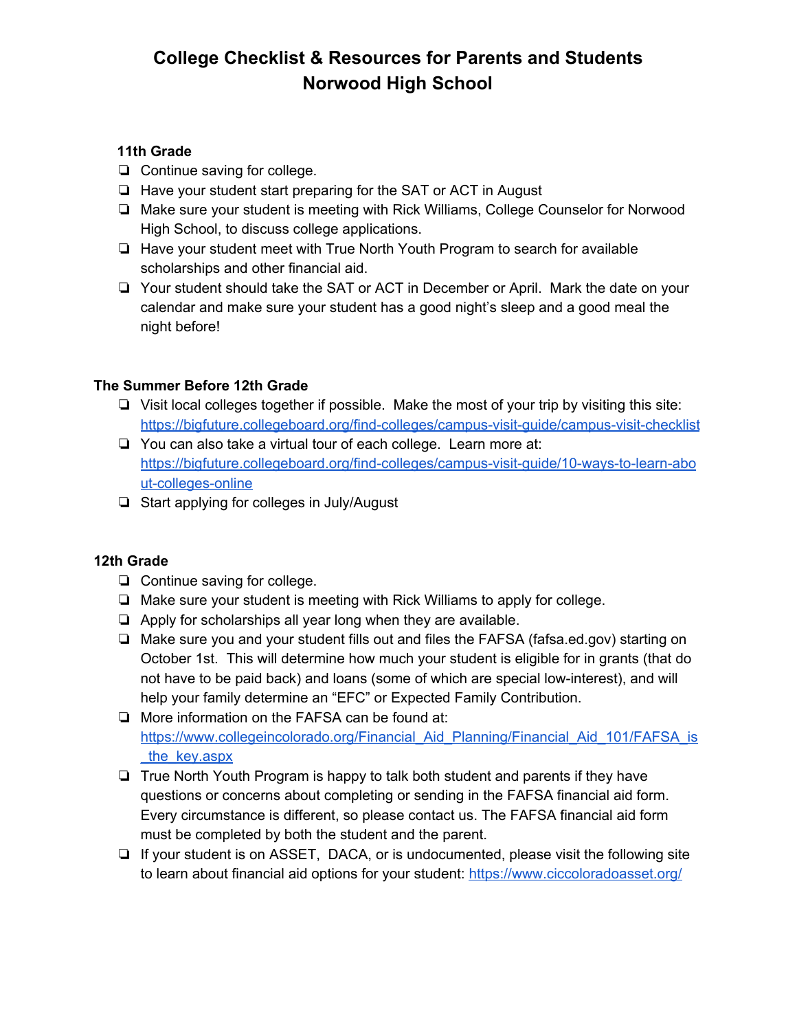# College Checklist & Resources for Parents and Students
# Norwood High School

### 11th Grade

- ❏ Continue saving for college.
- ❏ Have your student start preparing for the SAT or ACT in August
- ❏ Make sure your student is meeting with Rick Williams, College Counselor for Norwood High School, to discuss college applications.
- ❏ Have your student meet with True North Youth Program to search for available scholarships and other financial aid.
- ❏ Your student should take the SAT or ACT in December or April. Mark the date on your calendar and make sure your student has a good night's sleep and a good meal the night before!

### The Summer Before 12th Grade

- ❏ Visit local colleges together if possible. Make the most of your trip by visiting this site: [https://bigfuture.collegeboard.org/find-colleges/campus-visit-guide/campus-visit-checklist](https://bigfuture.collegeboard.org/find-colleges/campus-visit-guide/campus-visit-checklist)
- ❏ You can also take a virtual tour of each college. Learn more at: [https://bigfuture.collegeboard.org/find-colleges/campus-visit-guide/10-ways-to-learn-about-colleges-online](https://bigfuture.collegeboard.org/find-colleges/campus-visit-guide/10-ways-to-learn-about-colleges-online)
- ❏ Start applying for colleges in July/August

### 12th Grade

- ❏ Continue saving for college.
- ❏ Make sure your student is meeting with Rick Williams to apply for college.
- ❏ Apply for scholarships all year long when they are available.
- ❏ Make sure you and your student fills out and files the FAFSA (fafsa.ed.gov) starting on October 1st. This will determine how much your student is eligible for in grants (that do not have to be paid back) and loans (some of which are special low-interest), and will help your family determine an "EFC" or Expected Family Contribution.
- ❏ More information on the FAFSA can be found at: [https://www.collegeincolorado.org/Financial_Aid_Planning/Financial_Aid_101/FAFSA_is_the_key.aspx](https://www.collegeincolorado.org/Financial_Aid_Planning/Financial_Aid_101/FAFSA_is_the_key.aspx)
- ❏ True North Youth Program is happy to talk both student and parents if they have questions or concerns about completing or sending in the FAFSA financial aid form. Every circumstance is different, so please contact us. The FAFSA financial aid form must be completed by both the student and the parent.
- ❏ If your student is on ASSET, DACA, or is undocumented, please visit the following site to learn about financial aid options for your student: [https://www.ciccoloradoasset.org/](https://www.ciccoloradoasset.org/)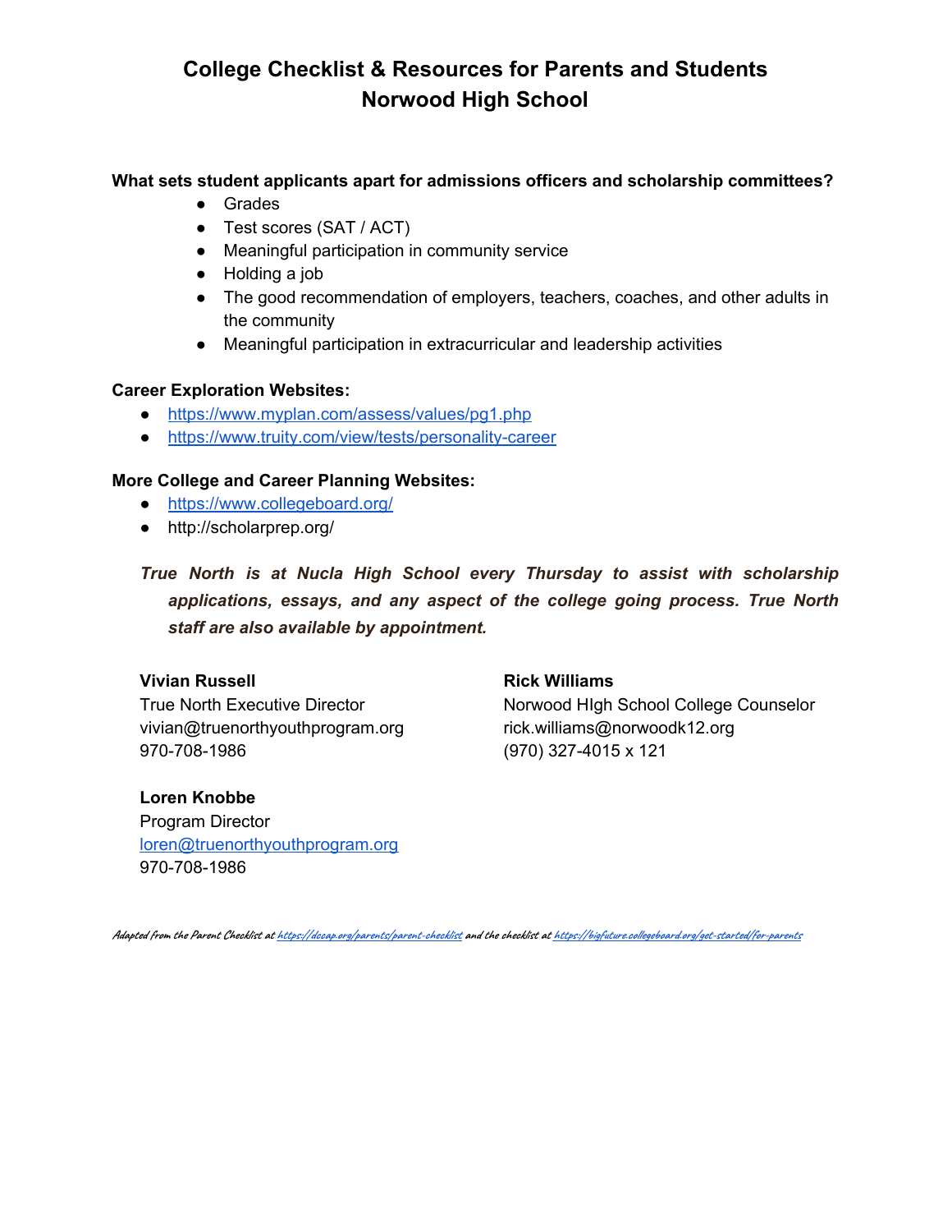# College Checklist & Resources for Parents and Students
# Norwood High School

**What sets student applicants apart for admissions officers and scholarship committees?**

- Grades
- Test scores (SAT / ACT)
- Meaningful participation in community service
- Holding a job
- The good recommendation of employers, teachers, coaches, and other adults in the community
- Meaningful participation in extracurricular and leadership activities

**Career Exploration Websites:**

- https://www.myplan.com/assess/values/pg1.php
- https://www.truity.com/view/tests/personality-career

**More College and Career Planning Websites:**

- https://www.collegeboard.org/
- http://scholarprep.org/

***True North is at Nucla High School every Thursday to assist with scholarship applications, essays, and any aspect of the college going process. True North staff are also available by appointment.***

**Vivian Russell**
True North Executive Director
vivian@truenorthyouthprogram.org
970-708-1986

**Rick Williams**
Norwood HIgh School College Counselor
rick.williams@norwoodk12.org
(970) 327-4015 x 121

**Loren Knobbe**
Program Director
loren@truenorthyouthprogram.org
970-708-1986

*Adapted from the Parent Checklist at https://dccap.org/parents/parent-checklist and the checklist at https://bigfuture.collegeboard.org/get-started/for-parents*